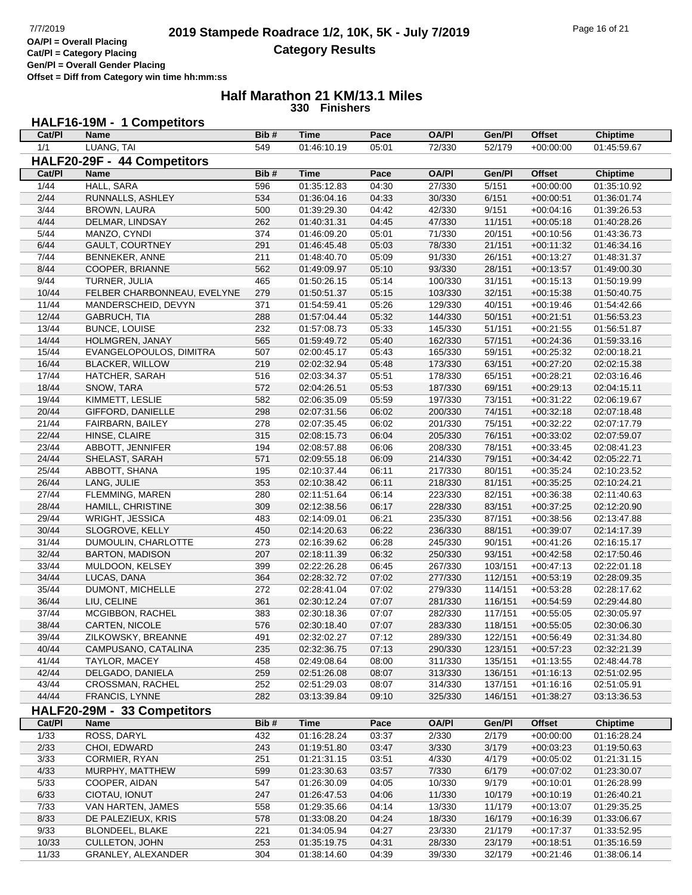# 2019 Stampede Roadrace 1/2, 10K, 5K - July 7/2019

## Category Results

OA/Pl = Overall Placing
Cat/Pl = Category Placing
Gen/Pl = Overall Gender Placing
Offset = Diff from Category win time hh:mm:ss

## Half Marathon 21 KM/13.1 Miles

**330 Finishers**

### HALF16-19M - 1 Competitors

| Cat/Pl | Name | Bib # | Time | Pace | OA/Pl | Gen/Pl | Offset | Chiptime |
|---|---|---|---|---|---|---|---|---|
| 1/1 | LUANG, TAI | 549 | 01:46:10.19 | 05:01 | 72/330 | 52/179 | +00:00:00 | 01:45:59.67 |

### HALF20-29F - 44 Competitors

| Cat/Pl | Name | Bib # | Time | Pace | OA/Pl | Gen/Pl | Offset | Chiptime |
|---|---|---|---|---|---|---|---|---|
| 1/44 | HALL, SARA | 596 | 01:35:12.83 | 04:30 | 27/330 | 5/151 | +00:00:00 | 01:35:10.92 |
| 2/44 | RUNNALLS, ASHLEY | 534 | 01:36:04.16 | 04:33 | 30/330 | 6/151 | +00:00:51 | 01:36:01.74 |
| 3/44 | BROWN, LAURA | 500 | 01:39:29.30 | 04:42 | 42/330 | 9/151 | +00:04:16 | 01:39:26.53 |
| 4/44 | DELMAR, LINDSAY | 262 | 01:40:31.31 | 04:45 | 47/330 | 11/151 | +00:05:18 | 01:40:28.26 |
| 5/44 | MANZO, CYNDI | 374 | 01:46:09.20 | 05:01 | 71/330 | 20/151 | +00:10:56 | 01:43:36.73 |
| 6/44 | GAULT, COURTNEY | 291 | 01:46:45.48 | 05:03 | 78/330 | 21/151 | +00:11:32 | 01:46:34.16 |
| 7/44 | BENNEKER, ANNE | 211 | 01:48:40.70 | 05:09 | 91/330 | 26/151 | +00:13:27 | 01:48:31.37 |
| 8/44 | COOPER, BRIANNE | 562 | 01:49:09.97 | 05:10 | 93/330 | 28/151 | +00:13:57 | 01:49:00.30 |
| 9/44 | TURNER, JULIA | 465 | 01:50:26.15 | 05:14 | 100/330 | 31/151 | +00:15:13 | 01:50:19.99 |
| 10/44 | FELBER CHARBONNEAU, EVELYNE | 279 | 01:50:51.37 | 05:15 | 103/330 | 32/151 | +00:15:38 | 01:50:40.75 |
| 11/44 | MANDERSCHEID, DEVYN | 371 | 01:54:59.41 | 05:26 | 129/330 | 40/151 | +00:19:46 | 01:54:42.66 |
| 12/44 | GABRUCH, TIA | 288 | 01:57:04.44 | 05:32 | 144/330 | 50/151 | +00:21:51 | 01:56:53.23 |
| 13/44 | BUNCE, LOUISE | 232 | 01:57:08.73 | 05:33 | 145/330 | 51/151 | +00:21:55 | 01:56:51.87 |
| 14/44 | HOLMGREN, JANAY | 565 | 01:59:49.72 | 05:40 | 162/330 | 57/151 | +00:24:36 | 01:59:33.16 |
| 15/44 | EVANGELOPOULOS, DIMITRA | 507 | 02:00:45.17 | 05:43 | 165/330 | 59/151 | +00:25:32 | 02:00:18.21 |
| 16/44 | BLACKER, WILLOW | 219 | 02:02:32.94 | 05:48 | 173/330 | 63/151 | +00:27:20 | 02:02:15.38 |
| 17/44 | HATCHER, SARAH | 516 | 02:03:34.37 | 05:51 | 178/330 | 65/151 | +00:28:21 | 02:03:16.46 |
| 18/44 | SNOW, TARA | 572 | 02:04:26.51 | 05:53 | 187/330 | 69/151 | +00:29:13 | 02:04:15.11 |
| 19/44 | KIMMETT, LESLIE | 582 | 02:06:35.09 | 05:59 | 197/330 | 73/151 | +00:31:22 | 02:06:19.67 |
| 20/44 | GIFFORD, DANIELLE | 298 | 02:07:31.56 | 06:02 | 200/330 | 74/151 | +00:32:18 | 02:07:18.48 |
| 21/44 | FAIRBARN, BAILEY | 278 | 02:07:35.45 | 06:02 | 201/330 | 75/151 | +00:32:22 | 02:07:17.79 |
| 22/44 | HINSE, CLAIRE | 315 | 02:08:15.73 | 06:04 | 205/330 | 76/151 | +00:33:02 | 02:07:59.07 |
| 23/44 | ABBOTT, JENNIFER | 194 | 02:08:57.88 | 06:06 | 208/330 | 78/151 | +00:33:45 | 02:08:41.23 |
| 24/44 | SHELAST, SARAH | 571 | 02:09:55.18 | 06:09 | 214/330 | 79/151 | +00:34:42 | 02:05:22.71 |
| 25/44 | ABBOTT, SHANA | 195 | 02:10:37.44 | 06:11 | 217/330 | 80/151 | +00:35:24 | 02:10:23.52 |
| 26/44 | LANG, JULIE | 353 | 02:10:38.42 | 06:11 | 218/330 | 81/151 | +00:35:25 | 02:10:24.21 |
| 27/44 | FLEMMING, MAREN | 280 | 02:11:51.64 | 06:14 | 223/330 | 82/151 | +00:36:38 | 02:11:40.63 |
| 28/44 | HAMILL, CHRISTINE | 309 | 02:12:38.56 | 06:17 | 228/330 | 83/151 | +00:37:25 | 02:12:20.90 |
| 29/44 | WRIGHT, JESSICA | 483 | 02:14:09.01 | 06:21 | 235/330 | 87/151 | +00:38:56 | 02:13:47.88 |
| 30/44 | SLOGROVE, KELLY | 450 | 02:14:20.63 | 06:22 | 236/330 | 88/151 | +00:39:07 | 02:14:17.39 |
| 31/44 | DUMOULIN, CHARLOTTE | 273 | 02:16:39.62 | 06:28 | 245/330 | 90/151 | +00:41:26 | 02:16:15.17 |
| 32/44 | BARTON, MADISON | 207 | 02:18:11.39 | 06:32 | 250/330 | 93/151 | +00:42:58 | 02:17:50.46 |
| 33/44 | MULDOON, KELSEY | 399 | 02:22:26.28 | 06:45 | 267/330 | 103/151 | +00:47:13 | 02:22:01.18 |
| 34/44 | LUCAS, DANA | 364 | 02:28:32.72 | 07:02 | 277/330 | 112/151 | +00:53:19 | 02:28:09.35 |
| 35/44 | DUMONT, MICHELLE | 272 | 02:28:41.04 | 07:02 | 279/330 | 114/151 | +00:53:28 | 02:28:17.62 |
| 36/44 | LIU, CELINE | 361 | 02:30:12.24 | 07:07 | 281/330 | 116/151 | +00:54:59 | 02:29:44.80 |
| 37/44 | MCGIBBON, RACHEL | 383 | 02:30:18.36 | 07:07 | 282/330 | 117/151 | +00:55:05 | 02:30:05.97 |
| 38/44 | CARTEN, NICOLE | 576 | 02:30:18.40 | 07:07 | 283/330 | 118/151 | +00:55:05 | 02:30:06.30 |
| 39/44 | ZILKOWSKY, BREANNE | 491 | 02:32:02.27 | 07:12 | 289/330 | 122/151 | +00:56:49 | 02:31:34.80 |
| 40/44 | CAMPUSANO, CATALINA | 235 | 02:32:36.75 | 07:13 | 290/330 | 123/151 | +00:57:23 | 02:32:21.39 |
| 41/44 | TAYLOR, MACEY | 458 | 02:49:08.64 | 08:00 | 311/330 | 135/151 | +01:13:55 | 02:48:44.78 |
| 42/44 | DELGADO, DANIELA | 259 | 02:51:26.08 | 08:07 | 313/330 | 136/151 | +01:16:13 | 02:51:02.95 |
| 43/44 | CROSSMAN, RACHEL | 252 | 02:51:29.03 | 08:07 | 314/330 | 137/151 | +01:16:16 | 02:51:05.91 |
| 44/44 | FRANCIS, LYNNE | 282 | 03:13:39.84 | 09:10 | 325/330 | 146/151 | +01:38:27 | 03:13:36.53 |

### HALF20-29M - 33 Competitors

| Cat/Pl | Name | Bib # | Time | Pace | OA/Pl | Gen/Pl | Offset | Chiptime |
|---|---|---|---|---|---|---|---|---|
| 1/33 | ROSS, DARYL | 432 | 01:16:28.24 | 03:37 | 2/330 | 2/179 | +00:00:00 | 01:16:28.24 |
| 2/33 | CHOI, EDWARD | 243 | 01:19:51.80 | 03:47 | 3/330 | 3/179 | +00:03:23 | 01:19:50.63 |
| 3/33 | CORMIER, RYAN | 251 | 01:21:31.15 | 03:51 | 4/330 | 4/179 | +00:05:02 | 01:21:31.15 |
| 4/33 | MURPHY, MATTHEW | 599 | 01:23:30.63 | 03:57 | 7/330 | 6/179 | +00:07:02 | 01:23:30.07 |
| 5/33 | COOPER, AIDAN | 547 | 01:26:30.09 | 04:05 | 10/330 | 9/179 | +00:10:01 | 01:26:28.99 |
| 6/33 | CIOTAU, IONUT | 247 | 01:26:47.53 | 04:06 | 11/330 | 10/179 | +00:10:19 | 01:26:40.21 |
| 7/33 | VAN HARTEN, JAMES | 558 | 01:29:35.66 | 04:14 | 13/330 | 11/179 | +00:13:07 | 01:29:35.25 |
| 8/33 | DE PALEZIEUX, KRIS | 578 | 01:33:08.20 | 04:24 | 18/330 | 16/179 | +00:16:39 | 01:33:06.67 |
| 9/33 | BLONDEEL, BLAKE | 221 | 01:34:05.94 | 04:27 | 23/330 | 21/179 | +00:17:37 | 01:33:52.95 |
| 10/33 | CULLETON, JOHN | 253 | 01:35:19.75 | 04:31 | 28/330 | 23/179 | +00:18:51 | 01:35:16.59 |
| 11/33 | GRANLEY, ALEXANDER | 304 | 01:38:14.60 | 04:39 | 39/330 | 32/179 | +00:21:46 | 01:38:06.14 |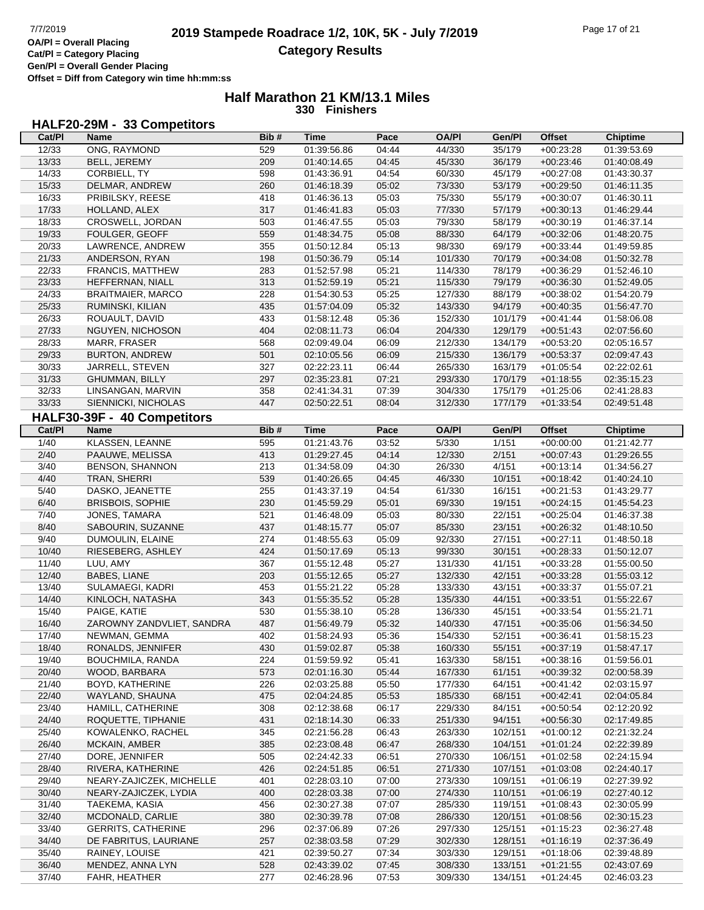# 2019 Stampede Roadrace 1/2, 10K, 5K - July 7/2019

## Category Results

OA/Pl = Overall Placing
Cat/Pl = Category Placing
Gen/Pl = Overall Gender Placing
Offset = Diff from Category win time hh:mm:ss

## Half Marathon 21 KM/13.1 Miles

**330 Finishers**

### HALF20-29M - 33 Competitors

| Cat/Pl | Name | Bib # | Time | Pace | OA/Pl | Gen/Pl | Offset | Chiptime |
|---|---|---|---|---|---|---|---|---|
| 12/33 | ONG, RAYMOND | 529 | 01:39:56.86 | 04:44 | 44/330 | 35/179 | +00:23:28 | 01:39:53.69 |
| 13/33 | BELL, JEREMY | 209 | 01:40:14.65 | 04:45 | 45/330 | 36/179 | +00:23:46 | 01:40:08.49 |
| 14/33 | CORBIELL, TY | 598 | 01:43:36.91 | 04:54 | 60/330 | 45/179 | +00:27:08 | 01:43:30.37 |
| 15/33 | DELMAR, ANDREW | 260 | 01:46:18.39 | 05:02 | 73/330 | 53/179 | +00:29:50 | 01:46:11.35 |
| 16/33 | PRIBILSKY, REESE | 418 | 01:46:36.13 | 05:03 | 75/330 | 55/179 | +00:30:07 | 01:46:30.11 |
| 17/33 | HOLLAND, ALEX | 317 | 01:46:41.83 | 05:03 | 77/330 | 57/179 | +00:30:13 | 01:46:29.44 |
| 18/33 | CROSWELL, JORDAN | 503 | 01:46:47.55 | 05:03 | 79/330 | 58/179 | +00:30:19 | 01:46:37.14 |
| 19/33 | FOULGER, GEOFF | 559 | 01:48:34.75 | 05:08 | 88/330 | 64/179 | +00:32:06 | 01:48:20.75 |
| 20/33 | LAWRENCE, ANDREW | 355 | 01:50:12.84 | 05:13 | 98/330 | 69/179 | +00:33:44 | 01:49:59.85 |
| 21/33 | ANDERSON, RYAN | 198 | 01:50:36.79 | 05:14 | 101/330 | 70/179 | +00:34:08 | 01:50:32.78 |
| 22/33 | FRANCIS, MATTHEW | 283 | 01:52:57.98 | 05:21 | 114/330 | 78/179 | +00:36:29 | 01:52:46.10 |
| 23/33 | HEFFERNAN, NIALL | 313 | 01:52:59.19 | 05:21 | 115/330 | 79/179 | +00:36:30 | 01:52:49.05 |
| 24/33 | BRAITMAIER, MARCO | 228 | 01:54:30.53 | 05:25 | 127/330 | 88/179 | +00:38:02 | 01:54:20.79 |
| 25/33 | RUMINSKI, KILIAN | 435 | 01:57:04.09 | 05:32 | 143/330 | 94/179 | +00:40:35 | 01:56:47.70 |
| 26/33 | ROUAULT, DAVID | 433 | 01:58:12.48 | 05:36 | 152/330 | 101/179 | +00:41:44 | 01:58:06.08 |
| 27/33 | NGUYEN, NICHOSON | 404 | 02:08:11.73 | 06:04 | 204/330 | 129/179 | +00:51:43 | 02:07:56.60 |
| 28/33 | MARR, FRASER | 568 | 02:09:49.04 | 06:09 | 212/330 | 134/179 | +00:53:20 | 02:05:16.57 |
| 29/33 | BURTON, ANDREW | 501 | 02:10:05.56 | 06:09 | 215/330 | 136/179 | +00:53:37 | 02:09:47.43 |
| 30/33 | JARRELL, STEVEN | 327 | 02:22:23.11 | 06:44 | 265/330 | 163/179 | +01:05:54 | 02:22:02.61 |
| 31/33 | GHUMMAN, BILLY | 297 | 02:35:23.81 | 07:21 | 293/330 | 170/179 | +01:18:55 | 02:35:15.23 |
| 32/33 | LINSANGAN, MARVIN | 358 | 02:41:34.31 | 07:39 | 304/330 | 175/179 | +01:25:06 | 02:41:28.83 |
| 33/33 | SIENNICKI, NICHOLAS | 447 | 02:50:22.51 | 08:04 | 312/330 | 177/179 | +01:33:54 | 02:49:51.48 |

### HALF30-39F - 40 Competitors

| Cat/Pl | Name | Bib # | Time | Pace | OA/Pl | Gen/Pl | Offset | Chiptime |
|---|---|---|---|---|---|---|---|---|
| 1/40 | KLASSEN, LEANNE | 595 | 01:21:43.76 | 03:52 | 5/330 | 1/151 | +00:00:00 | 01:21:42.77 |
| 2/40 | PAAUWE, MELISSA | 413 | 01:29:27.45 | 04:14 | 12/330 | 2/151 | +00:07:43 | 01:29:26.55 |
| 3/40 | BENSON, SHANNON | 213 | 01:34:58.09 | 04:30 | 26/330 | 4/151 | +00:13:14 | 01:34:56.27 |
| 4/40 | TRAN, SHERRI | 539 | 01:40:26.65 | 04:45 | 46/330 | 10/151 | +00:18:42 | 01:40:24.10 |
| 5/40 | DASKO, JEANETTE | 255 | 01:43:37.19 | 04:54 | 61/330 | 16/151 | +00:21:53 | 01:43:29.77 |
| 6/40 | BRISBOIS, SOPHIE | 230 | 01:45:59.29 | 05:01 | 69/330 | 19/151 | +00:24:15 | 01:45:54.23 |
| 7/40 | JONES, TAMARA | 521 | 01:46:48.09 | 05:03 | 80/330 | 22/151 | +00:25:04 | 01:46:37.38 |
| 8/40 | SABOURIN, SUZANNE | 437 | 01:48:15.77 | 05:07 | 85/330 | 23/151 | +00:26:32 | 01:48:10.50 |
| 9/40 | DUMOULIN, ELAINE | 274 | 01:48:55.63 | 05:09 | 92/330 | 27/151 | +00:27:11 | 01:48:50.18 |
| 10/40 | RIESEBERG, ASHLEY | 424 | 01:50:17.69 | 05:13 | 99/330 | 30/151 | +00:28:33 | 01:50:12.07 |
| 11/40 | LUU, AMY | 367 | 01:55:12.48 | 05:27 | 131/330 | 41/151 | +00:33:28 | 01:55:00.50 |
| 12/40 | BABES, LIANE | 203 | 01:55:12.65 | 05:27 | 132/330 | 42/151 | +00:33:28 | 01:55:03.12 |
| 13/40 | SULAMAEGI, KADRI | 453 | 01:55:21.22 | 05:28 | 133/330 | 43/151 | +00:33:37 | 01:55:07.21 |
| 14/40 | KINLOCH, NATASHA | 343 | 01:55:35.52 | 05:28 | 135/330 | 44/151 | +00:33:51 | 01:55:22.67 |
| 15/40 | PAIGE, KATIE | 530 | 01:55:38.10 | 05:28 | 136/330 | 45/151 | +00:33:54 | 01:55:21.71 |
| 16/40 | ZAROWNY ZANDVLIET, SANDRA | 487 | 01:56:49.79 | 05:32 | 140/330 | 47/151 | +00:35:06 | 01:56:34.50 |
| 17/40 | NEWMAN, GEMMA | 402 | 01:58:24.93 | 05:36 | 154/330 | 52/151 | +00:36:41 | 01:58:15.23 |
| 18/40 | RONALDS, JENNIFER | 430 | 01:59:02.87 | 05:38 | 160/330 | 55/151 | +00:37:19 | 01:58:47.17 |
| 19/40 | BOUCHMILA, RANDA | 224 | 01:59:59.92 | 05:41 | 163/330 | 58/151 | +00:38:16 | 01:59:56.01 |
| 20/40 | WOOD, BARBARA | 573 | 02:01:16.30 | 05:44 | 167/330 | 61/151 | +00:39:32 | 02:00:58.39 |
| 21/40 | BOYD, KATHERINE | 226 | 02:03:25.88 | 05:50 | 177/330 | 64/151 | +00:41:42 | 02:03:15.97 |
| 22/40 | WAYLAND, SHAUNA | 475 | 02:04:24.85 | 05:53 | 185/330 | 68/151 | +00:42:41 | 02:04:05.84 |
| 23/40 | HAMILL, CATHERINE | 308 | 02:12:38.68 | 06:17 | 229/330 | 84/151 | +00:50:54 | 02:12:20.92 |
| 24/40 | ROQUETTE, TIPHANIE | 431 | 02:18:14.30 | 06:33 | 251/330 | 94/151 | +00:56:30 | 02:17:49.85 |
| 25/40 | KOWALENKO, RACHEL | 345 | 02:21:56.28 | 06:43 | 263/330 | 102/151 | +01:00:12 | 02:21:32.24 |
| 26/40 | MCKAIN, AMBER | 385 | 02:23:08.48 | 06:47 | 268/330 | 104/151 | +01:01:24 | 02:22:39.89 |
| 27/40 | DORE, JENNIFER | 505 | 02:24:42.33 | 06:51 | 270/330 | 106/151 | +01:02:58 | 02:24:15.94 |
| 28/40 | RIVERA, KATHERINE | 426 | 02:24:51.85 | 06:51 | 271/330 | 107/151 | +01:03:08 | 02:24:40.17 |
| 29/40 | NEARY-ZAJICZEK, MICHELLE | 401 | 02:28:03.10 | 07:00 | 273/330 | 109/151 | +01:06:19 | 02:27:39.92 |
| 30/40 | NEARY-ZAJICZEK, LYDIA | 400 | 02:28:03.38 | 07:00 | 274/330 | 110/151 | +01:06:19 | 02:27:40.12 |
| 31/40 | TAEKEMA, KASIA | 456 | 02:30:27.38 | 07:07 | 285/330 | 119/151 | +01:08:43 | 02:30:05.99 |
| 32/40 | MCDONALD, CARLIE | 380 | 02:30:39.78 | 07:08 | 286/330 | 120/151 | +01:08:56 | 02:30:15.23 |
| 33/40 | GERRITS, CATHERINE | 296 | 02:37:06.89 | 07:26 | 297/330 | 125/151 | +01:15:23 | 02:36:27.48 |
| 34/40 | DE FABRITUS, LAURIANE | 257 | 02:38:03.58 | 07:29 | 302/330 | 128/151 | +01:16:19 | 02:37:36.49 |
| 35/40 | RAINEY, LOUISE | 421 | 02:39:50.27 | 07:34 | 303/330 | 129/151 | +01:18:06 | 02:39:48.89 |
| 36/40 | MENDEZ, ANNA LYN | 528 | 02:43:39.02 | 07:45 | 308/330 | 133/151 | +01:21:55 | 02:43:07.69 |
| 37/40 | FAHR, HEATHER | 277 | 02:46:28.96 | 07:53 | 309/330 | 134/151 | +01:24:45 | 02:46:03.23 |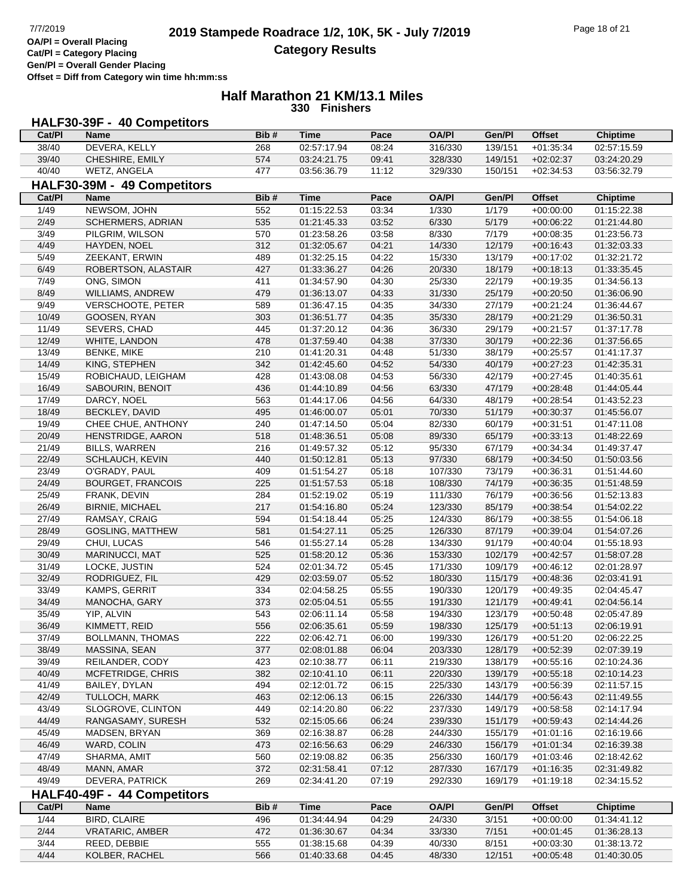# 2019 Stampede Roadrace 1/2, 10K, 5K - July 7/2019

## Category Results

OA/Pl = Overall Placing
Cat/Pl = Category Placing
Gen/Pl = Overall Gender Placing
Offset = Diff from Category win time hh:mm:ss

## Half Marathon 21 KM/13.1 Miles

**330 Finishers**

### HALF30-39F - 40 Competitors

| Cat/Pl | Name | Bib # | Time | Pace | OA/Pl | Gen/Pl | Offset | Chiptime |
|---|---|---|---|---|---|---|---|---|
| 38/40 | DEVERA, KELLY | 268 | 02:57:17.94 | 08:24 | 316/330 | 139/151 | +01:35:34 | 02:57:15.59 |
| 39/40 | CHESHIRE, EMILY | 574 | 03:24:21.75 | 09:41 | 328/330 | 149/151 | +02:02:37 | 03:24:20.29 |
| 40/40 | WETZ, ANGELA | 477 | 03:56:36.79 | 11:12 | 329/330 | 150/151 | +02:34:53 | 03:56:32.79 |

### HALF30-39M - 49 Competitors

| Cat/Pl | Name | Bib # | Time | Pace | OA/Pl | Gen/Pl | Offset | Chiptime |
|---|---|---|---|---|---|---|---|---|
| 1/49 | NEWSOM, JOHN | 552 | 01:15:22.53 | 03:34 | 1/330 | 1/179 | +00:00:00 | 01:15:22.38 |
| 2/49 | SCHERMERS, ADRIAN | 535 | 01:21:45.33 | 03:52 | 6/330 | 5/179 | +00:06:22 | 01:21:44.80 |
| 3/49 | PILGRIM, WILSON | 570 | 01:23:58.26 | 03:58 | 8/330 | 7/179 | +00:08:35 | 01:23:56.73 |
| 4/49 | HAYDEN, NOEL | 312 | 01:32:05.67 | 04:21 | 14/330 | 12/179 | +00:16:43 | 01:32:03.33 |
| 5/49 | ZEEKANT, ERWIN | 489 | 01:32:25.15 | 04:22 | 15/330 | 13/179 | +00:17:02 | 01:32:21.72 |
| 6/49 | ROBERTSON, ALASTAIR | 427 | 01:33:36.27 | 04:26 | 20/330 | 18/179 | +00:18:13 | 01:33:35.45 |
| 7/49 | ONG, SIMON | 411 | 01:34:57.90 | 04:30 | 25/330 | 22/179 | +00:19:35 | 01:34:56.13 |
| 8/49 | WILLIAMS, ANDREW | 479 | 01:36:13.07 | 04:33 | 31/330 | 25/179 | +00:20:50 | 01:36:06.90 |
| 9/49 | VERSCHOOTE, PETER | 589 | 01:36:47.15 | 04:35 | 34/330 | 27/179 | +00:21:24 | 01:36:44.67 |
| 10/49 | GOOSEN, RYAN | 303 | 01:36:51.77 | 04:35 | 35/330 | 28/179 | +00:21:29 | 01:36:50.31 |
| 11/49 | SEVERS, CHAD | 445 | 01:37:20.12 | 04:36 | 36/330 | 29/179 | +00:21:57 | 01:37:17.78 |
| 12/49 | WHITE, LANDON | 478 | 01:37:59.40 | 04:38 | 37/330 | 30/179 | +00:22:36 | 01:37:56.65 |
| 13/49 | BENKE, MIKE | 210 | 01:41:20.31 | 04:48 | 51/330 | 38/179 | +00:25:57 | 01:41:17.37 |
| 14/49 | KING, STEPHEN | 342 | 01:42:45.60 | 04:52 | 54/330 | 40/179 | +00:27:23 | 01:42:35.31 |
| 15/49 | ROBICHAUD, LEIGHAM | 428 | 01:43:08.08 | 04:53 | 56/330 | 42/179 | +00:27:45 | 01:40:35.61 |
| 16/49 | SABOURIN, BENOIT | 436 | 01:44:10.89 | 04:56 | 63/330 | 47/179 | +00:28:48 | 01:44:05.44 |
| 17/49 | DARCY, NOEL | 563 | 01:44:17.06 | 04:56 | 64/330 | 48/179 | +00:28:54 | 01:43:52.23 |
| 18/49 | BECKLEY, DAVID | 495 | 01:46:00.07 | 05:01 | 70/330 | 51/179 | +00:30:37 | 01:45:56.07 |
| 19/49 | CHEE CHUE, ANTHONY | 240 | 01:47:14.50 | 05:04 | 82/330 | 60/179 | +00:31:51 | 01:47:11.08 |
| 20/49 | HENSTRIDGE, AARON | 518 | 01:48:36.51 | 05:08 | 89/330 | 65/179 | +00:33:13 | 01:48:22.69 |
| 21/49 | BILLS, WARREN | 216 | 01:49:57.32 | 05:12 | 95/330 | 67/179 | +00:34:34 | 01:49:37.47 |
| 22/49 | SCHLAUCH, KEVIN | 440 | 01:50:12.81 | 05:13 | 97/330 | 68/179 | +00:34:50 | 01:50:03.56 |
| 23/49 | O'GRADY, PAUL | 409 | 01:51:54.27 | 05:18 | 107/330 | 73/179 | +00:36:31 | 01:51:44.60 |
| 24/49 | BOURGET, FRANCOIS | 225 | 01:51:57.53 | 05:18 | 108/330 | 74/179 | +00:36:35 | 01:51:48.59 |
| 25/49 | FRANK, DEVIN | 284 | 01:52:19.02 | 05:19 | 111/330 | 76/179 | +00:36:56 | 01:52:13.83 |
| 26/49 | BIRNIE, MICHAEL | 217 | 01:54:16.80 | 05:24 | 123/330 | 85/179 | +00:38:54 | 01:54:02.22 |
| 27/49 | RAMSAY, CRAIG | 594 | 01:54:18.44 | 05:25 | 124/330 | 86/179 | +00:38:55 | 01:54:06.18 |
| 28/49 | GOSLING, MATTHEW | 581 | 01:54:27.11 | 05:25 | 126/330 | 87/179 | +00:39:04 | 01:54:07.26 |
| 29/49 | CHUI, LUCAS | 546 | 01:55:27.14 | 05:28 | 134/330 | 91/179 | +00:40:04 | 01:55:18.93 |
| 30/49 | MARINUCCI, MAT | 525 | 01:58:20.12 | 05:36 | 153/330 | 102/179 | +00:42:57 | 01:58:07.28 |
| 31/49 | LOCKE, JUSTIN | 524 | 02:01:34.72 | 05:45 | 171/330 | 109/179 | +00:46:12 | 02:01:28.97 |
| 32/49 | RODRIGUEZ, FIL | 429 | 02:03:59.07 | 05:52 | 180/330 | 115/179 | +00:48:36 | 02:03:41.91 |
| 33/49 | KAMPS, GERRIT | 334 | 02:04:58.25 | 05:55 | 190/330 | 120/179 | +00:49:35 | 02:04:45.47 |
| 34/49 | MANOCHA, GARY | 373 | 02:05:04.51 | 05:55 | 191/330 | 121/179 | +00:49:41 | 02:04:56.14 |
| 35/49 | YIP, ALVIN | 543 | 02:06:11.14 | 05:58 | 194/330 | 123/179 | +00:50:48 | 02:05:47.89 |
| 36/49 | KIMMETT, REID | 556 | 02:06:35.61 | 05:59 | 198/330 | 125/179 | +00:51:13 | 02:06:19.91 |
| 37/49 | BOLLMANN, THOMAS | 222 | 02:06:42.71 | 06:00 | 199/330 | 126/179 | +00:51:20 | 02:06:22.25 |
| 38/49 | MASSINA, SEAN | 377 | 02:08:01.88 | 06:04 | 203/330 | 128/179 | +00:52:39 | 02:07:39.19 |
| 39/49 | REILANDER, CODY | 423 | 02:10:38.77 | 06:11 | 219/330 | 138/179 | +00:55:16 | 02:10:24.36 |
| 40/49 | MCFETRIDGE, CHRIS | 382 | 02:10:41.10 | 06:11 | 220/330 | 139/179 | +00:55:18 | 02:10:14.23 |
| 41/49 | BAILEY, DYLAN | 494 | 02:12:01.72 | 06:15 | 225/330 | 143/179 | +00:56:39 | 02:11:57.15 |
| 42/49 | TULLOCH, MARK | 463 | 02:12:06.13 | 06:15 | 226/330 | 144/179 | +00:56:43 | 02:11:49.55 |
| 43/49 | SLOGROVE, CLINTON | 449 | 02:14:20.80 | 06:22 | 237/330 | 149/179 | +00:58:58 | 02:14:17.94 |
| 44/49 | RANGASAMY, SURESH | 532 | 02:15:05.66 | 06:24 | 239/330 | 151/179 | +00:59:43 | 02:14:44.26 |
| 45/49 | MADSEN, BRYAN | 369 | 02:16:38.87 | 06:28 | 244/330 | 155/179 | +01:01:16 | 02:16:19.66 |
| 46/49 | WARD, COLIN | 473 | 02:16:56.63 | 06:29 | 246/330 | 156/179 | +01:01:34 | 02:16:39.38 |
| 47/49 | SHARMA, AMIT | 560 | 02:19:08.82 | 06:35 | 256/330 | 160/179 | +01:03:46 | 02:18:42.62 |
| 48/49 | MANN, AMAR | 372 | 02:31:58.41 | 07:12 | 287/330 | 167/179 | +01:16:35 | 02:31:49.82 |
| 49/49 | DEVERA, PATRICK | 269 | 02:34:41.20 | 07:19 | 292/330 | 169/179 | +01:19:18 | 02:34:15.52 |

### HALF40-49F - 44 Competitors

| Cat/Pl | Name | Bib # | Time | Pace | OA/Pl | Gen/Pl | Offset | Chiptime |
|---|---|---|---|---|---|---|---|---|
| 1/44 | BIRD, CLAIRE | 496 | 01:34:44.94 | 04:29 | 24/330 | 3/151 | +00:00:00 | 01:34:41.12 |
| 2/44 | VRATARIC, AMBER | 472 | 01:36:30.67 | 04:34 | 33/330 | 7/151 | +00:01:45 | 01:36:28.13 |
| 3/44 | REED, DEBBIE | 555 | 01:38:15.68 | 04:39 | 40/330 | 8/151 | +00:03:30 | 01:38:13.72 |
| 4/44 | KOLBER, RACHEL | 566 | 01:40:33.68 | 04:45 | 48/330 | 12/151 | +00:05:48 | 01:40:30.05 |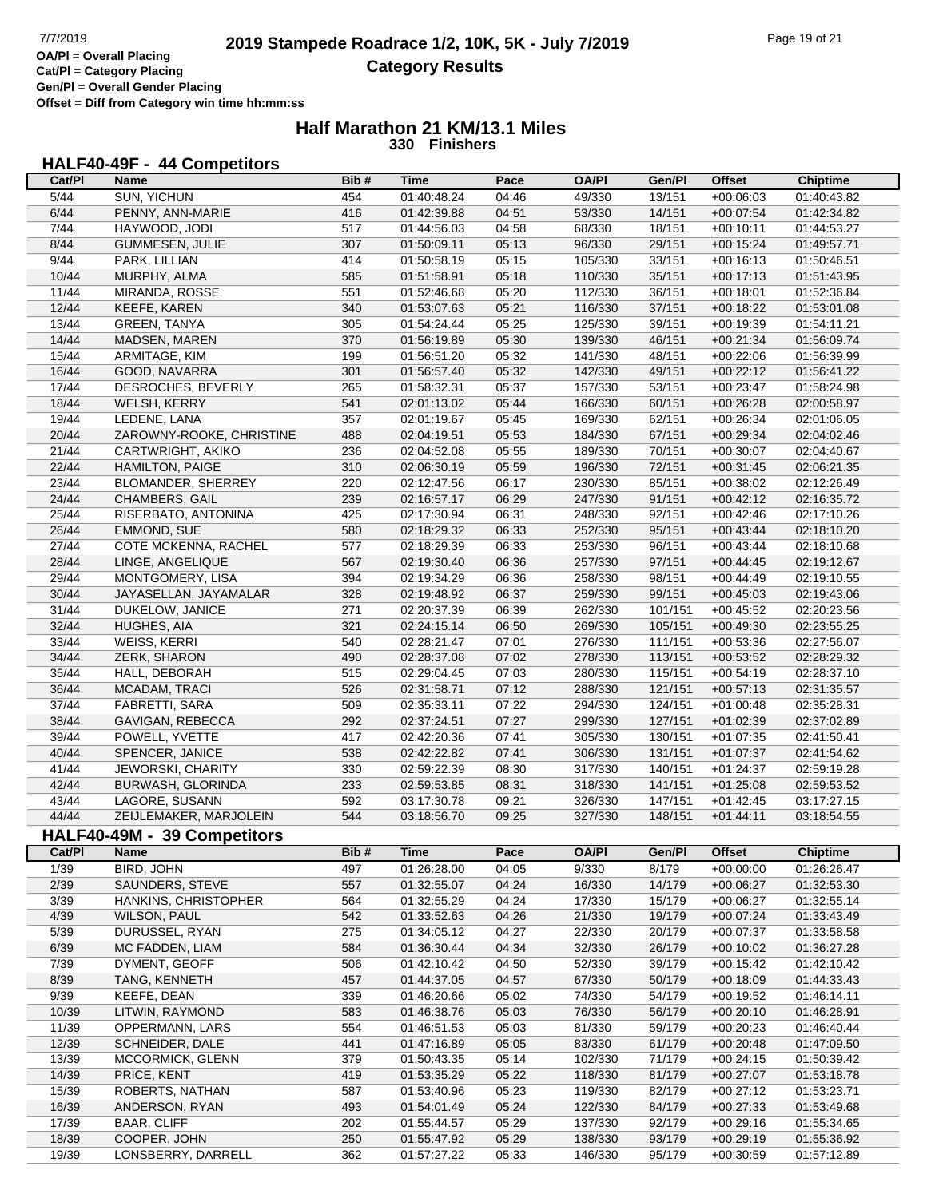# 2019 Stampede Roadrace 1/2, 10K, 5K - July 7/2019

## Category Results

OA/Pl = Overall Placing
Cat/Pl = Category Placing
Gen/Pl = Overall Gender Placing
Offset = Diff from Category win time hh:mm:ss

## Half Marathon 21 KM/13.1 Miles
**330 Finishers**

### HALF40-49F - 44 Competitors

| Cat/Pl | Name | Bib # | Time | Pace | OA/Pl | Gen/Pl | Offset | Chiptime |
|---|---|---|---|---|---|---|---|---|
| 5/44 | SUN, YICHUN | 454 | 01:40:48.24 | 04:46 | 49/330 | 13/151 | +00:06:03 | 01:40:43.82 |
| 6/44 | PENNY, ANN-MARIE | 416 | 01:42:39.88 | 04:51 | 53/330 | 14/151 | +00:07:54 | 01:42:34.82 |
| 7/44 | HAYWOOD, JODI | 517 | 01:44:56.03 | 04:58 | 68/330 | 18/151 | +00:10:11 | 01:44:53.27 |
| 8/44 | GUMMESEN, JULIE | 307 | 01:50:09.11 | 05:13 | 96/330 | 29/151 | +00:15:24 | 01:49:57.71 |
| 9/44 | PARK, LILLIAN | 414 | 01:50:58.19 | 05:15 | 105/330 | 33/151 | +00:16:13 | 01:50:46.51 |
| 10/44 | MURPHY, ALMA | 585 | 01:51:58.91 | 05:18 | 110/330 | 35/151 | +00:17:13 | 01:51:43.95 |
| 11/44 | MIRANDA, ROSSE | 551 | 01:52:46.68 | 05:20 | 112/330 | 36/151 | +00:18:01 | 01:52:36.84 |
| 12/44 | KEEFE, KAREN | 340 | 01:53:07.63 | 05:21 | 116/330 | 37/151 | +00:18:22 | 01:53:01.08 |
| 13/44 | GREEN, TANYA | 305 | 01:54:24.44 | 05:25 | 125/330 | 39/151 | +00:19:39 | 01:54:11.21 |
| 14/44 | MADSEN, MAREN | 370 | 01:56:19.89 | 05:30 | 139/330 | 46/151 | +00:21:34 | 01:56:09.74 |
| 15/44 | ARMITAGE, KIM | 199 | 01:56:51.20 | 05:32 | 141/330 | 48/151 | +00:22:06 | 01:56:39.99 |
| 16/44 | GOOD, NAVARRA | 301 | 01:56:57.40 | 05:32 | 142/330 | 49/151 | +00:22:12 | 01:56:41.22 |
| 17/44 | DESROCHES, BEVERLY | 265 | 01:58:32.31 | 05:37 | 157/330 | 53/151 | +00:23:47 | 01:58:24.98 |
| 18/44 | WELSH, KERRY | 541 | 02:01:13.02 | 05:44 | 166/330 | 60/151 | +00:26:28 | 02:00:58.97 |
| 19/44 | LEDENE, LANA | 357 | 02:01:19.67 | 05:45 | 169/330 | 62/151 | +00:26:34 | 02:01:06.05 |
| 20/44 | ZAROWNY-ROOKE, CHRISTINE | 488 | 02:04:19.51 | 05:53 | 184/330 | 67/151 | +00:29:34 | 02:04:02.46 |
| 21/44 | CARTWRIGHT, AKIKO | 236 | 02:04:52.08 | 05:55 | 189/330 | 70/151 | +00:30:07 | 02:04:40.67 |
| 22/44 | HAMILTON, PAIGE | 310 | 02:06:30.19 | 05:59 | 196/330 | 72/151 | +00:31:45 | 02:06:21.35 |
| 23/44 | BLOMANDER, SHERREY | 220 | 02:12:47.56 | 06:17 | 230/330 | 85/151 | +00:38:02 | 02:12:26.49 |
| 24/44 | CHAMBERS, GAIL | 239 | 02:16:57.17 | 06:29 | 247/330 | 91/151 | +00:42:12 | 02:16:35.72 |
| 25/44 | RISERBATO, ANTONINA | 425 | 02:17:30.94 | 06:31 | 248/330 | 92/151 | +00:42:46 | 02:17:10.26 |
| 26/44 | EMMOND, SUE | 580 | 02:18:29.32 | 06:33 | 252/330 | 95/151 | +00:43:44 | 02:18:10.20 |
| 27/44 | COTE MCKENNA, RACHEL | 577 | 02:18:29.39 | 06:33 | 253/330 | 96/151 | +00:43:44 | 02:18:10.68 |
| 28/44 | LINGE, ANGELIQUE | 567 | 02:19:30.40 | 06:36 | 257/330 | 97/151 | +00:44:45 | 02:19:12.67 |
| 29/44 | MONTGOMERY, LISA | 394 | 02:19:34.29 | 06:36 | 258/330 | 98/151 | +00:44:49 | 02:19:10.55 |
| 30/44 | JAYASELLAN, JAYAMALAR | 328 | 02:19:48.92 | 06:37 | 259/330 | 99/151 | +00:45:03 | 02:19:43.06 |
| 31/44 | DUKELOW, JANICE | 271 | 02:20:37.39 | 06:39 | 262/330 | 101/151 | +00:45:52 | 02:20:23.56 |
| 32/44 | HUGHES, AIA | 321 | 02:24:15.14 | 06:50 | 269/330 | 105/151 | +00:49:30 | 02:23:55.25 |
| 33/44 | WEISS, KERRI | 540 | 02:28:21.47 | 07:01 | 276/330 | 111/151 | +00:53:36 | 02:27:56.07 |
| 34/44 | ZERK, SHARON | 490 | 02:28:37.08 | 07:02 | 278/330 | 113/151 | +00:53:52 | 02:28:29.32 |
| 35/44 | HALL, DEBORAH | 515 | 02:29:04.45 | 07:03 | 280/330 | 115/151 | +00:54:19 | 02:28:37.10 |
| 36/44 | MCADAM, TRACI | 526 | 02:31:58.71 | 07:12 | 288/330 | 121/151 | +00:57:13 | 02:31:35.57 |
| 37/44 | FABRETTI, SARA | 509 | 02:35:33.11 | 07:22 | 294/330 | 124/151 | +01:00:48 | 02:35:28.31 |
| 38/44 | GAVIGAN, REBECCA | 292 | 02:37:24.51 | 07:27 | 299/330 | 127/151 | +01:02:39 | 02:37:02.89 |
| 39/44 | POWELL, YVETTE | 417 | 02:42:20.36 | 07:41 | 305/330 | 130/151 | +01:07:35 | 02:41:50.41 |
| 40/44 | SPENCER, JANICE | 538 | 02:42:22.82 | 07:41 | 306/330 | 131/151 | +01:07:37 | 02:41:54.62 |
| 41/44 | JEWORSKI, CHARITY | 330 | 02:59:22.39 | 08:30 | 317/330 | 140/151 | +01:24:37 | 02:59:19.28 |
| 42/44 | BURWASH, GLORINDA | 233 | 02:59:53.85 | 08:31 | 318/330 | 141/151 | +01:25:08 | 02:59:53.52 |
| 43/44 | LAGORE, SUSANN | 592 | 03:17:30.78 | 09:21 | 326/330 | 147/151 | +01:42:45 | 03:17:27.15 |
| 44/44 | ZEIJLEMAKER, MARJOLEIN | 544 | 03:18:56.70 | 09:25 | 327/330 | 148/151 | +01:44:11 | 03:18:54.55 |

### HALF40-49M - 39 Competitors

| Cat/Pl | Name | Bib # | Time | Pace | OA/Pl | Gen/Pl | Offset | Chiptime |
|---|---|---|---|---|---|---|---|---|
| 1/39 | BIRD, JOHN | 497 | 01:26:28.00 | 04:05 | 9/330 | 8/179 | +00:00:00 | 01:26:26.47 |
| 2/39 | SAUNDERS, STEVE | 557 | 01:32:55.07 | 04:24 | 16/330 | 14/179 | +00:06:27 | 01:32:53.30 |
| 3/39 | HANKINS, CHRISTOPHER | 564 | 01:32:55.29 | 04:24 | 17/330 | 15/179 | +00:06:27 | 01:32:55.14 |
| 4/39 | WILSON, PAUL | 542 | 01:33:52.63 | 04:26 | 21/330 | 19/179 | +00:07:24 | 01:33:43.49 |
| 5/39 | DURUSSEL, RYAN | 275 | 01:34:05.12 | 04:27 | 22/330 | 20/179 | +00:07:37 | 01:33:58.58 |
| 6/39 | MC FADDEN, LIAM | 584 | 01:36:30.44 | 04:34 | 32/330 | 26/179 | +00:10:02 | 01:36:27.28 |
| 7/39 | DYMENT, GEOFF | 506 | 01:42:10.42 | 04:50 | 52/330 | 39/179 | +00:15:42 | 01:42:10.42 |
| 8/39 | TANG, KENNETH | 457 | 01:44:37.05 | 04:57 | 67/330 | 50/179 | +00:18:09 | 01:44:33.43 |
| 9/39 | KEEFE, DEAN | 339 | 01:46:20.66 | 05:02 | 74/330 | 54/179 | +00:19:52 | 01:46:14.11 |
| 10/39 | LITWIN, RAYMOND | 583 | 01:46:38.76 | 05:03 | 76/330 | 56/179 | +00:20:10 | 01:46:28.91 |
| 11/39 | OPPERMANN, LARS | 554 | 01:46:51.53 | 05:03 | 81/330 | 59/179 | +00:20:23 | 01:46:40.44 |
| 12/39 | SCHNEIDER, DALE | 441 | 01:47:16.89 | 05:05 | 83/330 | 61/179 | +00:20:48 | 01:47:09.50 |
| 13/39 | MCCORMICK, GLENN | 379 | 01:50:43.35 | 05:14 | 102/330 | 71/179 | +00:24:15 | 01:50:39.42 |
| 14/39 | PRICE, KENT | 419 | 01:53:35.29 | 05:22 | 118/330 | 81/179 | +00:27:07 | 01:53:18.78 |
| 15/39 | ROBERTS, NATHAN | 587 | 01:53:40.96 | 05:23 | 119/330 | 82/179 | +00:27:12 | 01:53:23.71 |
| 16/39 | ANDERSON, RYAN | 493 | 01:54:01.49 | 05:24 | 122/330 | 84/179 | +00:27:33 | 01:53:49.68 |
| 17/39 | BAAR, CLIFF | 202 | 01:55:44.57 | 05:29 | 137/330 | 92/179 | +00:29:16 | 01:55:34.65 |
| 18/39 | COOPER, JOHN | 250 | 01:55:47.92 | 05:29 | 138/330 | 93/179 | +00:29:19 | 01:55:36.92 |
| 19/39 | LONSBERRY, DARRELL | 362 | 01:57:27.22 | 05:33 | 146/330 | 95/179 | +00:30:59 | 01:57:12.89 |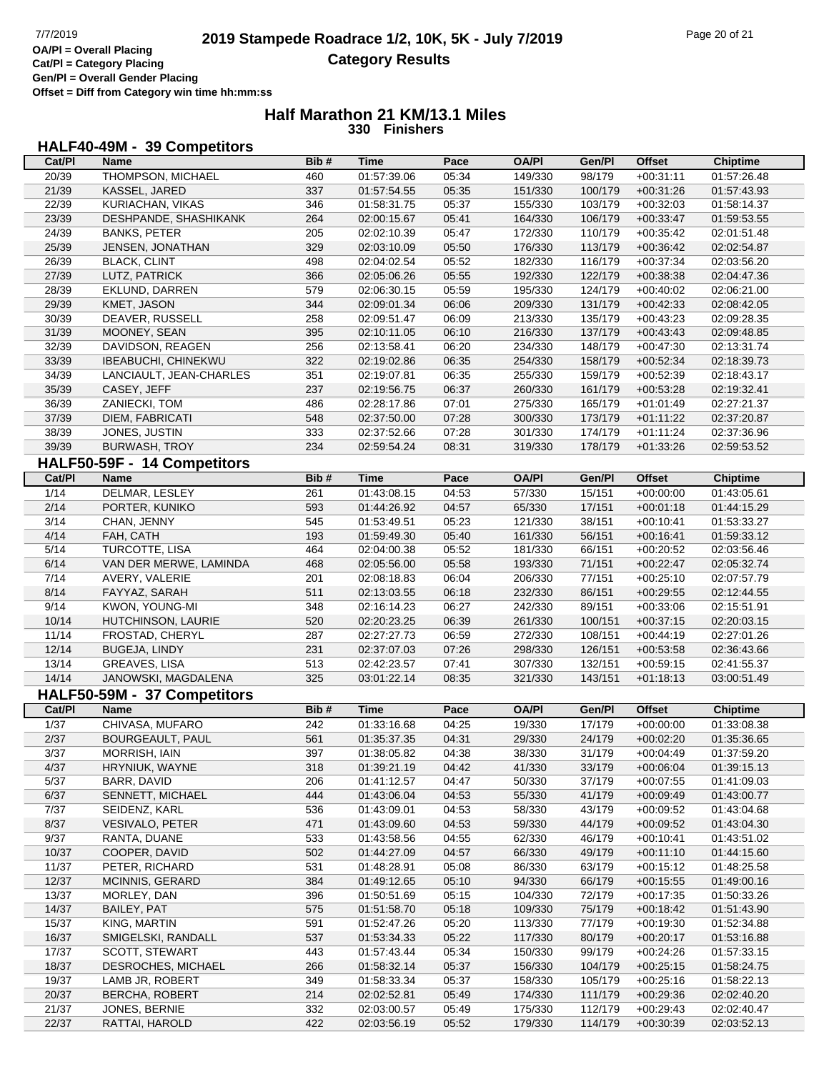OA/Pl = Overall Placing
Cat/Pl = Category Placing
Gen/Pl = Overall Gender Placing
Offset = Diff from Category win time hh:mm:ss

# 2019 Stampede Roadrace 1/2, 10K, 5K - July 7/2019

## Category Results

### Half Marathon 21 KM/13.1 Miles
330 Finishers

#### HALF40-49M - 39 Competitors

| Cat/Pl | Name | Bib # | Time | Pace | OA/Pl | Gen/Pl | Offset | Chiptime |
|---|---|---|---|---|---|---|---|---|
| 20/39 | THOMPSON, MICHAEL | 460 | 01:57:39.06 | 05:34 | 149/330 | 98/179 | +00:31:11 | 01:57:26.48 |
| 21/39 | KASSEL, JARED | 337 | 01:57:54.55 | 05:35 | 151/330 | 100/179 | +00:31:26 | 01:57:43.93 |
| 22/39 | KURIACHAN, VIKAS | 346 | 01:58:31.75 | 05:37 | 155/330 | 103/179 | +00:32:03 | 01:58:14.37 |
| 23/39 | DESHPANDE, SHASHIKANK | 264 | 02:00:15.67 | 05:41 | 164/330 | 106/179 | +00:33:47 | 01:59:53.55 |
| 24/39 | BANKS, PETER | 205 | 02:02:10.39 | 05:47 | 172/330 | 110/179 | +00:35:42 | 02:01:51.48 |
| 25/39 | JENSEN, JONATHAN | 329 | 02:03:10.09 | 05:50 | 176/330 | 113/179 | +00:36:42 | 02:02:54.87 |
| 26/39 | BLACK, CLINT | 498 | 02:04:02.54 | 05:52 | 182/330 | 116/179 | +00:37:34 | 02:03:56.20 |
| 27/39 | LUTZ, PATRICK | 366 | 02:05:06.26 | 05:55 | 192/330 | 122/179 | +00:38:38 | 02:04:47.36 |
| 28/39 | EKLUND, DARREN | 579 | 02:06:30.15 | 05:59 | 195/330 | 124/179 | +00:40:02 | 02:06:21.00 |
| 29/39 | KMET, JASON | 344 | 02:09:01.34 | 06:06 | 209/330 | 131/179 | +00:42:33 | 02:08:42.05 |
| 30/39 | DEAVER, RUSSELL | 258 | 02:09:51.47 | 06:09 | 213/330 | 135/179 | +00:43:23 | 02:09:28.35 |
| 31/39 | MOONEY, SEAN | 395 | 02:10:11.05 | 06:10 | 216/330 | 137/179 | +00:43:43 | 02:09:48.85 |
| 32/39 | DAVIDSON, REAGEN | 256 | 02:13:58.41 | 06:20 | 234/330 | 148/179 | +00:47:30 | 02:13:31.74 |
| 33/39 | IBEABUCHI, CHINEKWU | 322 | 02:19:02.86 | 06:35 | 254/330 | 158/179 | +00:52:34 | 02:18:39.73 |
| 34/39 | LANCIAULT, JEAN-CHARLES | 351 | 02:19:07.81 | 06:35 | 255/330 | 159/179 | +00:52:39 | 02:18:43.17 |
| 35/39 | CASEY, JEFF | 237 | 02:19:56.75 | 06:37 | 260/330 | 161/179 | +00:53:28 | 02:19:32.41 |
| 36/39 | ZANIECKI, TOM | 486 | 02:28:17.86 | 07:01 | 275/330 | 165/179 | +01:01:49 | 02:27:21.37 |
| 37/39 | DIEM, FABRICATI | 548 | 02:37:50.00 | 07:28 | 300/330 | 173/179 | +01:11:22 | 02:37:20.87 |
| 38/39 | JONES, JUSTIN | 333 | 02:37:52.66 | 07:28 | 301/330 | 174/179 | +01:11:24 | 02:37:36.96 |
| 39/39 | BURWASH, TROY | 234 | 02:59:54.24 | 08:31 | 319/330 | 178/179 | +01:33:26 | 02:59:53.52 |

#### HALF50-59F - 14 Competitors

| Cat/Pl | Name | Bib # | Time | Pace | OA/Pl | Gen/Pl | Offset | Chiptime |
|---|---|---|---|---|---|---|---|---|
| 1/14 | DELMAR, LESLEY | 261 | 01:43:08.15 | 04:53 | 57/330 | 15/151 | +00:00:00 | 01:43:05.61 |
| 2/14 | PORTER, KUNIKO | 593 | 01:44:26.92 | 04:57 | 65/330 | 17/151 | +00:01:18 | 01:44:15.29 |
| 3/14 | CHAN, JENNY | 545 | 01:53:49.51 | 05:23 | 121/330 | 38/151 | +00:10:41 | 01:53:33.27 |
| 4/14 | FAH, CATH | 193 | 01:59:49.30 | 05:40 | 161/330 | 56/151 | +00:16:41 | 01:59:33.12 |
| 5/14 | TURCOTTE, LISA | 464 | 02:04:00.38 | 05:52 | 181/330 | 66/151 | +00:20:52 | 02:03:56.46 |
| 6/14 | VAN DER MERWE, LAMINDA | 468 | 02:05:56.00 | 05:58 | 193/330 | 71/151 | +00:22:47 | 02:05:32.74 |
| 7/14 | AVERY, VALERIE | 201 | 02:08:18.83 | 06:04 | 206/330 | 77/151 | +00:25:10 | 02:07:57.79 |
| 8/14 | FAYYAZ, SARAH | 511 | 02:13:03.55 | 06:18 | 232/330 | 86/151 | +00:29:55 | 02:12:44.55 |
| 9/14 | KWON, YOUNG-MI | 348 | 02:16:14.23 | 06:27 | 242/330 | 89/151 | +00:33:06 | 02:15:51.91 |
| 10/14 | HUTCHINSON, LAURIE | 520 | 02:20:23.25 | 06:39 | 261/330 | 100/151 | +00:37:15 | 02:20:03.15 |
| 11/14 | FROSTAD, CHERYL | 287 | 02:27:27.73 | 06:59 | 272/330 | 108/151 | +00:44:19 | 02:27:01.26 |
| 12/14 | BUGEJA, LINDY | 231 | 02:37:07.03 | 07:26 | 298/330 | 126/151 | +00:53:58 | 02:36:43.66 |
| 13/14 | GREAVES, LISA | 513 | 02:42:23.57 | 07:41 | 307/330 | 132/151 | +00:59:15 | 02:41:55.37 |
| 14/14 | JANOWSKI, MAGDALENA | 325 | 03:01:22.14 | 08:35 | 321/330 | 143/151 | +01:18:13 | 03:00:51.49 |

#### HALF50-59M - 37 Competitors

| Cat/Pl | Name | Bib # | Time | Pace | OA/Pl | Gen/Pl | Offset | Chiptime |
|---|---|---|---|---|---|---|---|---|
| 1/37 | CHIVASA, MUFARO | 242 | 01:33:16.68 | 04:25 | 19/330 | 17/179 | +00:00:00 | 01:33:08.38 |
| 2/37 | BOURGEAULT, PAUL | 561 | 01:35:37.35 | 04:31 | 29/330 | 24/179 | +00:02:20 | 01:35:36.65 |
| 3/37 | MORRISH, IAIN | 397 | 01:38:05.82 | 04:38 | 38/330 | 31/179 | +00:04:49 | 01:37:59.20 |
| 4/37 | HRYNIUK, WAYNE | 318 | 01:39:21.19 | 04:42 | 41/330 | 33/179 | +00:06:04 | 01:39:15.13 |
| 5/37 | BARR, DAVID | 206 | 01:41:12.57 | 04:47 | 50/330 | 37/179 | +00:07:55 | 01:41:09.03 |
| 6/37 | SENNETT, MICHAEL | 444 | 01:43:06.04 | 04:53 | 55/330 | 41/179 | +00:09:49 | 01:43:00.77 |
| 7/37 | SEIDENZ, KARL | 536 | 01:43:09.01 | 04:53 | 58/330 | 43/179 | +00:09:52 | 01:43:04.68 |
| 8/37 | VESIVALO, PETER | 471 | 01:43:09.60 | 04:53 | 59/330 | 44/179 | +00:09:52 | 01:43:04.30 |
| 9/37 | RANTA, DUANE | 533 | 01:43:58.56 | 04:55 | 62/330 | 46/179 | +00:10:41 | 01:43:51.02 |
| 10/37 | COOPER, DAVID | 502 | 01:44:27.09 | 04:57 | 66/330 | 49/179 | +00:11:10 | 01:44:15.60 |
| 11/37 | PETER, RICHARD | 531 | 01:48:28.91 | 05:08 | 86/330 | 63/179 | +00:15:12 | 01:48:25.58 |
| 12/37 | MCINNIS, GERARD | 384 | 01:49:12.65 | 05:10 | 94/330 | 66/179 | +00:15:55 | 01:49:00.16 |
| 13/37 | MORLEY, DAN | 396 | 01:50:51.69 | 05:15 | 104/330 | 72/179 | +00:17:35 | 01:50:33.26 |
| 14/37 | BAILEY, PAT | 575 | 01:51:58.70 | 05:18 | 109/330 | 75/179 | +00:18:42 | 01:51:43.90 |
| 15/37 | KING, MARTIN | 591 | 01:52:47.26 | 05:20 | 113/330 | 77/179 | +00:19:30 | 01:52:34.88 |
| 16/37 | SMIGELSKI, RANDALL | 537 | 01:53:34.33 | 05:22 | 117/330 | 80/179 | +00:20:17 | 01:53:16.88 |
| 17/37 | SCOTT, STEWART | 443 | 01:57:43.44 | 05:34 | 150/330 | 99/179 | +00:24:26 | 01:57:33.15 |
| 18/37 | DESROCHES, MICHAEL | 266 | 01:58:32.14 | 05:37 | 156/330 | 104/179 | +00:25:15 | 01:58:24.75 |
| 19/37 | LAMB JR, ROBERT | 349 | 01:58:33.34 | 05:37 | 158/330 | 105/179 | +00:25:16 | 01:58:22.13 |
| 20/37 | BERCHA, ROBERT | 214 | 02:02:52.81 | 05:49 | 174/330 | 111/179 | +00:29:36 | 02:02:40.20 |
| 21/37 | JONES, BERNIE | 332 | 02:03:00.57 | 05:49 | 175/330 | 112/179 | +00:29:43 | 02:02:40.47 |
| 22/37 | RATTAI, HAROLD | 422 | 02:03:56.19 | 05:52 | 179/330 | 114/179 | +00:30:39 | 02:03:52.13 |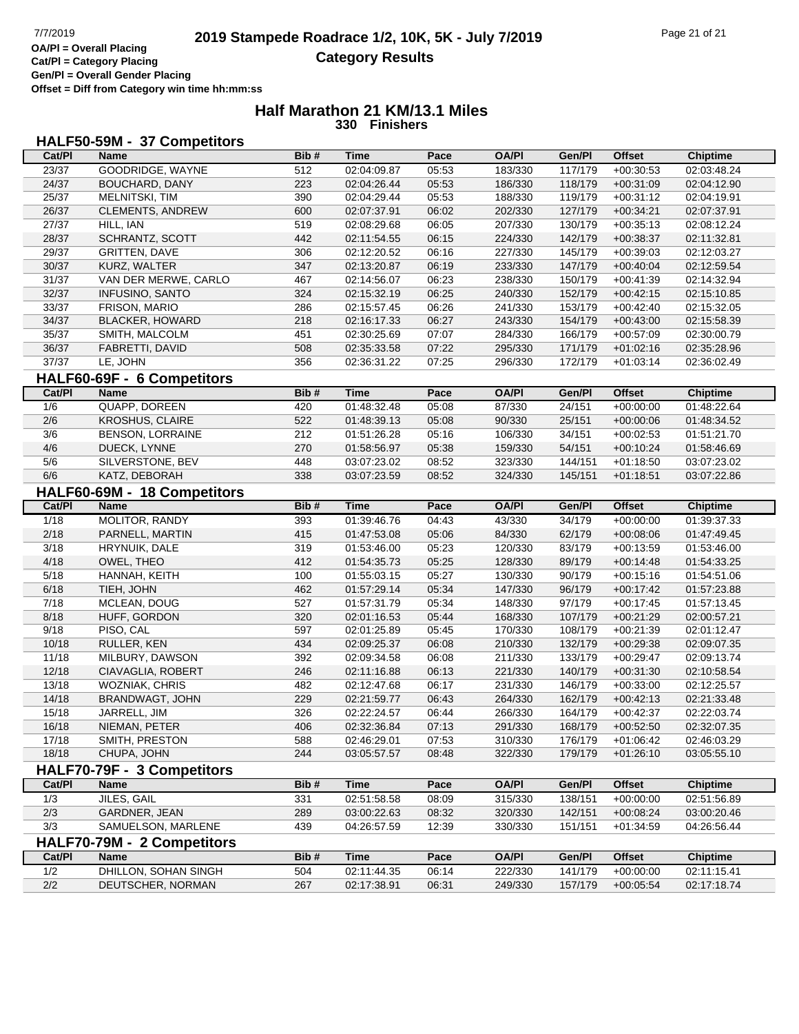**OA/Pl = Overall Placing**
**Cat/Pl = Category Placing**
**Gen/Pl = Overall Gender Placing**
**Offset = Diff from Category win time hh:mm:ss**

# 2019 Stampede Roadrace 1/2, 10K, 5K - July 7/2019

## Category Results

## Half Marathon 21 KM/13.1 Miles

**330 Finishers**

### HALF50-59M - 37 Competitors

| Cat/Pl | Name | Bib # | Time | Pace | OA/Pl | Gen/Pl | Offset | Chiptime |
|---|---|---|---|---|---|---|---|---|
| 23/37 | GOODRIDGE, WAYNE | 512 | 02:04:09.87 | 05:53 | 183/330 | 117/179 | +00:30:53 | 02:03:48.24 |
| 24/37 | BOUCHARD, DANY | 223 | 02:04:26.44 | 05:53 | 186/330 | 118/179 | +00:31:09 | 02:04:12.90 |
| 25/37 | MELNITSKI, TIM | 390 | 02:04:29.44 | 05:53 | 188/330 | 119/179 | +00:31:12 | 02:04:19.91 |
| 26/37 | CLEMENTS, ANDREW | 600 | 02:07:37.91 | 06:02 | 202/330 | 127/179 | +00:34:21 | 02:07:37.91 |
| 27/37 | HILL, IAN | 519 | 02:08:29.68 | 06:05 | 207/330 | 130/179 | +00:35:13 | 02:08:12.24 |
| 28/37 | SCHRANTZ, SCOTT | 442 | 02:11:54.55 | 06:15 | 224/330 | 142/179 | +00:38:37 | 02:11:32.81 |
| 29/37 | GRITTEN, DAVE | 306 | 02:12:20.52 | 06:16 | 227/330 | 145/179 | +00:39:03 | 02:12:03.27 |
| 30/37 | KURZ, WALTER | 347 | 02:13:20.87 | 06:19 | 233/330 | 147/179 | +00:40:04 | 02:12:59.54 |
| 31/37 | VAN DER MERWE, CARLO | 467 | 02:14:56.07 | 06:23 | 238/330 | 150/179 | +00:41:39 | 02:14:32.94 |
| 32/37 | INFUSINO, SANTO | 324 | 02:15:32.19 | 06:25 | 240/330 | 152/179 | +00:42:15 | 02:15:10.85 |
| 33/37 | FRISON, MARIO | 286 | 02:15:57.45 | 06:26 | 241/330 | 153/179 | +00:42:40 | 02:15:32.05 |
| 34/37 | BLACKER, HOWARD | 218 | 02:16:17.33 | 06:27 | 243/330 | 154/179 | +00:43:00 | 02:15:58.39 |
| 35/37 | SMITH, MALCOLM | 451 | 02:30:25.69 | 07:07 | 284/330 | 166/179 | +00:57:09 | 02:30:00.79 |
| 36/37 | FABRETTI, DAVID | 508 | 02:35:33.58 | 07:22 | 295/330 | 171/179 | +01:02:16 | 02:35:28.96 |
| 37/37 | LE, JOHN | 356 | 02:36:31.22 | 07:25 | 296/330 | 172/179 | +01:03:14 | 02:36:02.49 |

### HALF60-69F - 6 Competitors

| Cat/Pl | Name | Bib # | Time | Pace | OA/Pl | Gen/Pl | Offset | Chiptime |
|---|---|---|---|---|---|---|---|---|
| 1/6 | QUAPP, DOREEN | 420 | 01:48:32.48 | 05:08 | 87/330 | 24/151 | +00:00:00 | 01:48:22.64 |
| 2/6 | KROSHUS, CLAIRE | 522 | 01:48:39.13 | 05:08 | 90/330 | 25/151 | +00:00:06 | 01:48:34.52 |
| 3/6 | BENSON, LORRAINE | 212 | 01:51:26.28 | 05:16 | 106/330 | 34/151 | +00:02:53 | 01:51:21.70 |
| 4/6 | DUECK, LYNNE | 270 | 01:58:56.97 | 05:38 | 159/330 | 54/151 | +00:10:24 | 01:58:46.69 |
| 5/6 | SILVERSTONE, BEV | 448 | 03:07:23.02 | 08:52 | 323/330 | 144/151 | +01:18:50 | 03:07:23.02 |
| 6/6 | KATZ, DEBORAH | 338 | 03:07:23.59 | 08:52 | 324/330 | 145/151 | +01:18:51 | 03:07:22.86 |

### HALF60-69M - 18 Competitors

| Cat/Pl | Name | Bib # | Time | Pace | OA/Pl | Gen/Pl | Offset | Chiptime |
|---|---|---|---|---|---|---|---|---|
| 1/18 | MOLITOR, RANDY | 393 | 01:39:46.76 | 04:43 | 43/330 | 34/179 | +00:00:00 | 01:39:37.33 |
| 2/18 | PARNELL, MARTIN | 415 | 01:47:53.08 | 05:06 | 84/330 | 62/179 | +00:08:06 | 01:47:49.45 |
| 3/18 | HRYNUIK, DALE | 319 | 01:53:46.00 | 05:23 | 120/330 | 83/179 | +00:13:59 | 01:53:46.00 |
| 4/18 | OWEL, THEO | 412 | 01:54:35.73 | 05:25 | 128/330 | 89/179 | +00:14:48 | 01:54:33.25 |
| 5/18 | HANNAH, KEITH | 100 | 01:55:03.15 | 05:27 | 130/330 | 90/179 | +00:15:16 | 01:54:51.06 |
| 6/18 | TIEH, JOHN | 462 | 01:57:29.14 | 05:34 | 147/330 | 96/179 | +00:17:42 | 01:57:23.88 |
| 7/18 | MCLEAN, DOUG | 527 | 01:57:31.79 | 05:34 | 148/330 | 97/179 | +00:17:45 | 01:57:13.45 |
| 8/18 | HUFF, GORDON | 320 | 02:01:16.53 | 05:44 | 168/330 | 107/179 | +00:21:29 | 02:00:57.21 |
| 9/18 | PISO, CAL | 597 | 02:01:25.89 | 05:45 | 170/330 | 108/179 | +00:21:39 | 02:01:12.47 |
| 10/18 | RULLER, KEN | 434 | 02:09:25.37 | 06:08 | 210/330 | 132/179 | +00:29:38 | 02:09:07.35 |
| 11/18 | MILBURY, DAWSON | 392 | 02:09:34.58 | 06:08 | 211/330 | 133/179 | +00:29:47 | 02:09:13.74 |
| 12/18 | CIAVAGLIA, ROBERT | 246 | 02:11:16.88 | 06:13 | 221/330 | 140/179 | +00:31:30 | 02:10:58.54 |
| 13/18 | WOZNIAK, CHRIS | 482 | 02:12:47.68 | 06:17 | 231/330 | 146/179 | +00:33:00 | 02:12:25.57 |
| 14/18 | BRANDWAGT, JOHN | 229 | 02:21:59.77 | 06:43 | 264/330 | 162/179 | +00:42:13 | 02:21:33.48 |
| 15/18 | JARRELL, JIM | 326 | 02:22:24.57 | 06:44 | 266/330 | 164/179 | +00:42:37 | 02:22:03.74 |
| 16/18 | NIEMAN, PETER | 406 | 02:32:36.84 | 07:13 | 291/330 | 168/179 | +00:52:50 | 02:32:07.35 |
| 17/18 | SMITH, PRESTON | 588 | 02:46:29.01 | 07:53 | 310/330 | 176/179 | +01:06:42 | 02:46:03.29 |
| 18/18 | CHUPA, JOHN | 244 | 03:05:57.57 | 08:48 | 322/330 | 179/179 | +01:26:10 | 03:05:55.10 |

### HALF70-79F - 3 Competitors

| Cat/Pl | Name | Bib # | Time | Pace | OA/Pl | Gen/Pl | Offset | Chiptime |
|---|---|---|---|---|---|---|---|---|
| 1/3 | JILES, GAIL | 331 | 02:51:58.58 | 08:09 | 315/330 | 138/151 | +00:00:00 | 02:51:56.89 |
| 2/3 | GARDNER, JEAN | 289 | 03:00:22.63 | 08:32 | 320/330 | 142/151 | +00:08:24 | 03:00:20.46 |
| 3/3 | SAMUELSON, MARLENE | 439 | 04:26:57.59 | 12:39 | 330/330 | 151/151 | +01:34:59 | 04:26:56.44 |

### HALF70-79M - 2 Competitors

| Cat/Pl | Name | Bib # | Time | Pace | OA/Pl | Gen/Pl | Offset | Chiptime |
|---|---|---|---|---|---|---|---|---|
| 1/2 | DHILLON, SOHAN SINGH | 504 | 02:11:44.35 | 06:14 | 222/330 | 141/179 | +00:00:00 | 02:11:15.41 |
| 2/2 | DEUTSCHER, NORMAN | 267 | 02:17:38.91 | 06:31 | 249/330 | 157/179 | +00:05:54 | 02:17:18.74 |